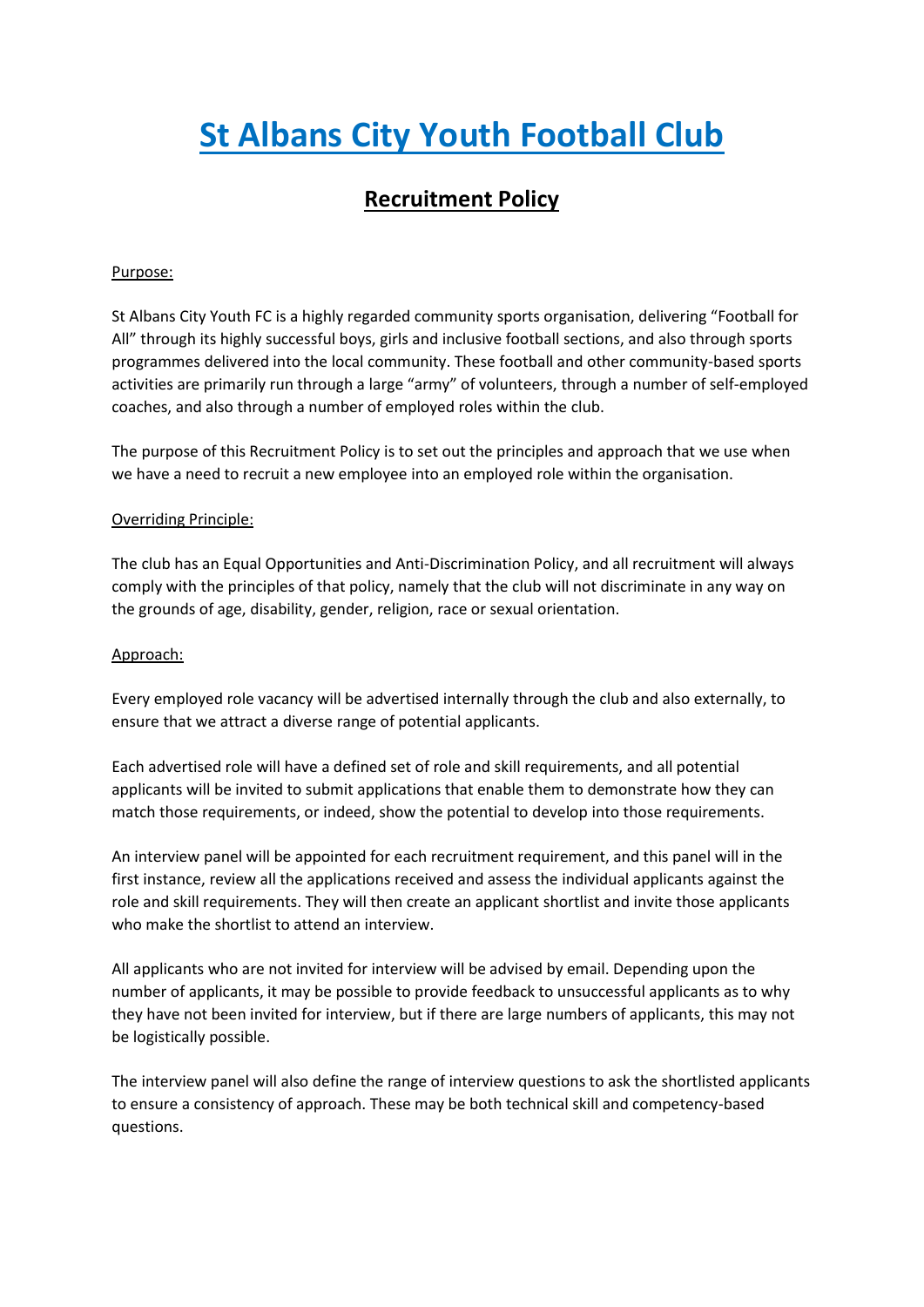# St Albans City Youth Football Club

## Recruitment Policy

Purpose:

St Albans City Youth FC is a highly regarded community sports organisation, delivering "Football for All" through its highly successful boys, girls and inclusive football sections, and also through sports programmes delivered into the local community. These football and other community-based sports activities are primarily run through a large "army" of volunteers, through a number of self-employed coaches, and also through a number of employed roles within the club.

The purpose of this Recruitment Policy is to set out the principles and approach that we use when we have a need to recruit a new employee into an employed role within the organisation.

Overriding Principle:

The club has an Equal Opportunities and Anti-Discrimination Policy, and all recruitment will always comply with the principles of that policy, namely that the club will not discriminate in any way on the grounds of age, disability, gender, religion, race or sexual orientation.

Approach:

Every employed role vacancy will be advertised internally through the club and also externally, to ensure that we attract a diverse range of potential applicants.

Each advertised role will have a defined set of role and skill requirements, and all potential applicants will be invited to submit applications that enable them to demonstrate how they can match those requirements, or indeed, show the potential to develop into those requirements.

An interview panel will be appointed for each recruitment requirement, and this panel will in the first instance, review all the applications received and assess the individual applicants against the role and skill requirements. They will then create an applicant shortlist and invite those applicants who make the shortlist to attend an interview.

All applicants who are not invited for interview will be advised by email. Depending upon the number of applicants, it may be possible to provide feedback to unsuccessful applicants as to why they have not been invited for interview, but if there are large numbers of applicants, this may not be logistically possible.

The interview panel will also define the range of interview questions to ask the shortlisted applicants to ensure a consistency of approach. These may be both technical skill and competency-based questions.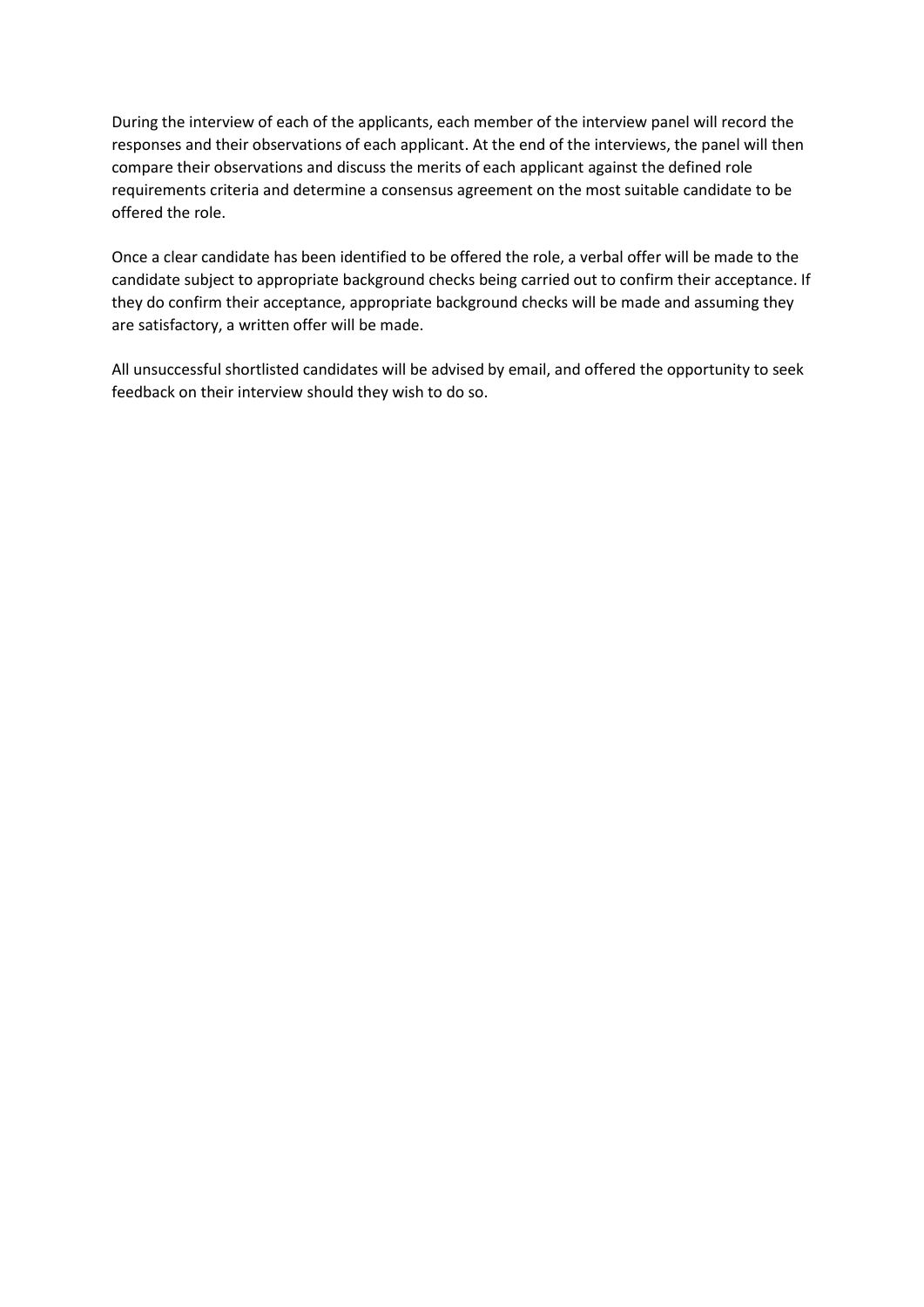During the interview of each of the applicants, each member of the interview panel will record the responses and their observations of each applicant. At the end of the interviews, the panel will then compare their observations and discuss the merits of each applicant against the defined role requirements criteria and determine a consensus agreement on the most suitable candidate to be offered the role.

Once a clear candidate has been identified to be offered the role, a verbal offer will be made to the candidate subject to appropriate background checks being carried out to confirm their acceptance. If they do confirm their acceptance, appropriate background checks will be made and assuming they are satisfactory, a written offer will be made.

All unsuccessful shortlisted candidates will be advised by email, and offered the opportunity to seek feedback on their interview should they wish to do so.